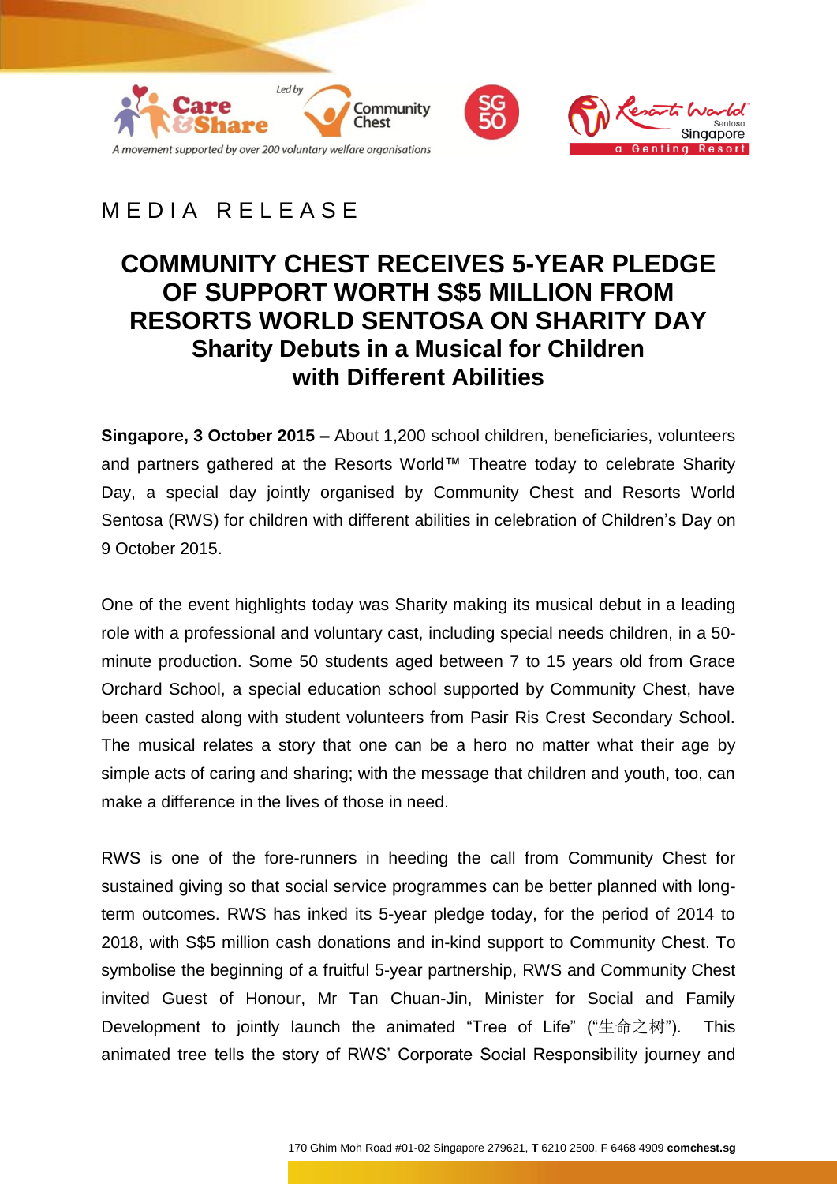# MEDIA RELEASE

## COMMUNITY CHEST RECEIVES 5-YEAR PLEDGE OF SUPPORT WORTH S$5 MILLION FROM RESORTS WORLD SENTOSA ON SHARITY DAY

### Sharity Debuts in a Musical for Children with Different Abilities

**Singapore, 3 October 2015 –** About 1,200 school children, beneficiaries, volunteers and partners gathered at the Resorts World™ Theatre today to celebrate Sharity Day, a special day jointly organised by Community Chest and Resorts World Sentosa (RWS) for children with different abilities in celebration of Children's Day on 9 October 2015.

One of the event highlights today was Sharity making its musical debut in a leading role with a professional and voluntary cast, including special needs children, in a 50-minute production. Some 50 students aged between 7 to 15 years old from Grace Orchard School, a special education school supported by Community Chest, have been casted along with student volunteers from Pasir Ris Crest Secondary School. The musical relates a story that one can be a hero no matter what their age by simple acts of caring and sharing; with the message that children and youth, too, can make a difference in the lives of those in need.

RWS is one of the fore-runners in heeding the call from Community Chest for sustained giving so that social service programmes can be better planned with long-term outcomes. RWS has inked its 5-year pledge today, for the period of 2014 to 2018, with S$5 million cash donations and in-kind support to Community Chest. To symbolise the beginning of a fruitful 5-year partnership, RWS and Community Chest invited Guest of Honour, Mr Tan Chuan-Jin, Minister for Social and Family Development to jointly launch the animated "Tree of Life" ("生命之树"). This animated tree tells the story of RWS' Corporate Social Responsibility journey and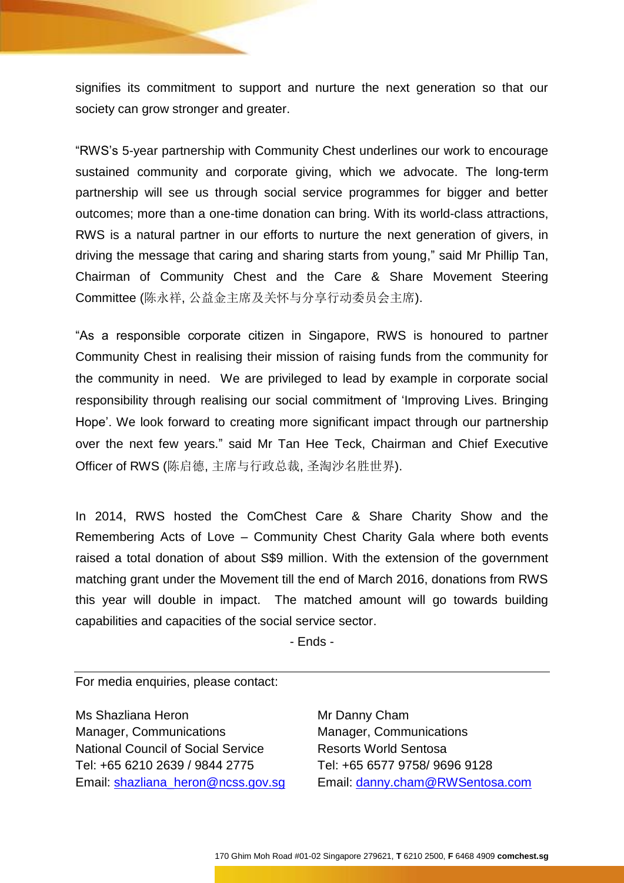signifies its commitment to support and nurture the next generation so that our society can grow stronger and greater.

"RWS's 5-year partnership with Community Chest underlines our work to encourage sustained community and corporate giving, which we advocate. The long-term partnership will see us through social service programmes for bigger and better outcomes; more than a one-time donation can bring. With its world-class attractions, RWS is a natural partner in our efforts to nurture the next generation of givers, in driving the message that caring and sharing starts from young," said Mr Phillip Tan, Chairman of Community Chest and the Care & Share Movement Steering Committee (陈永祥, 公益金主席及关怀与分享行动委员会主席).

"As a responsible corporate citizen in Singapore, RWS is honoured to partner Community Chest in realising their mission of raising funds from the community for the community in need. We are privileged to lead by example in corporate social responsibility through realising our social commitment of 'Improving Lives. Bringing Hope'. We look forward to creating more significant impact through our partnership over the next few years." said Mr Tan Hee Teck, Chairman and Chief Executive Officer of RWS (陈启德, 主席与行政总裁, 圣淘沙名胜世界).

In 2014, RWS hosted the ComChest Care & Share Charity Show and the Remembering Acts of Love – Community Chest Charity Gala where both events raised a total donation of about S$9 million. With the extension of the government matching grant under the Movement till the end of March 2016, donations from RWS this year will double in impact. The matched amount will go towards building capabilities and capacities of the social service sector.

- Ends -

For media enquiries, please contact:

Ms Shazliana Heron
Manager, Communications
National Council of Social Service
Tel: +65 6210 2639 / 9844 2775
Email: shazliana_heron@ncss.gov.sg

Mr Danny Cham
Manager, Communications
Resorts World Sentosa
Tel: +65 6577 9758/ 9696 9128
Email: danny.cham@RWSentosa.com

170 Ghim Moh Road #01-02 Singapore 279621, **T** 6210 2500, **F** 6468 4909 **comchest.sg**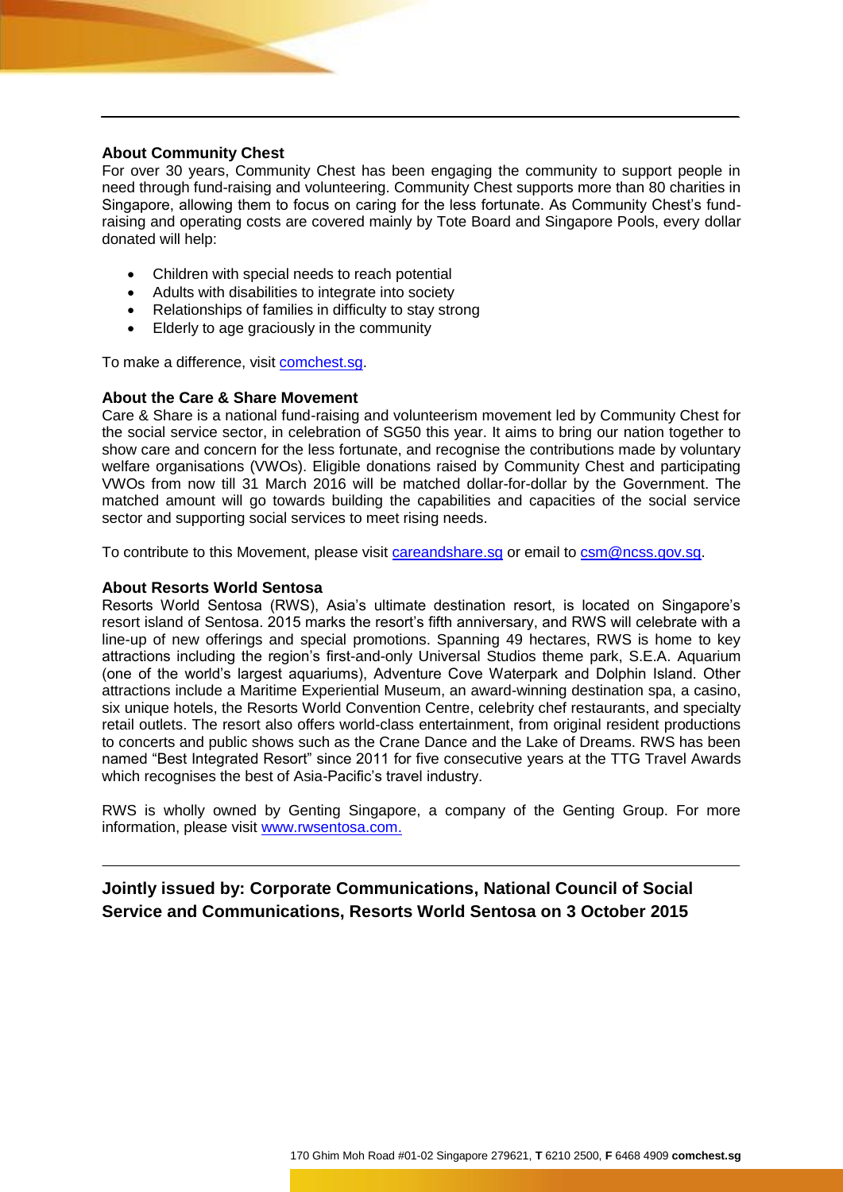**About Community Chest**

For over 30 years, Community Chest has been engaging the community to support people in need through fund-raising and volunteering. Community Chest supports more than 80 charities in Singapore, allowing them to focus on caring for the less fortunate. As Community Chest's fund-raising and operating costs are covered mainly by Tote Board and Singapore Pools, every dollar donated will help:

- Children with special needs to reach potential
- Adults with disabilities to integrate into society
- Relationships of families in difficulty to stay strong
- Elderly to age graciously in the community

To make a difference, visit comchest.sg.

**About the Care & Share Movement**

Care & Share is a national fund-raising and volunteerism movement led by Community Chest for the social service sector, in celebration of SG50 this year. It aims to bring our nation together to show care and concern for the less fortunate, and recognise the contributions made by voluntary welfare organisations (VWOs). Eligible donations raised by Community Chest and participating VWOs from now till 31 March 2016 will be matched dollar-for-dollar by the Government. The matched amount will go towards building the capabilities and capacities of the social service sector and supporting social services to meet rising needs.

To contribute to this Movement, please visit careandshare.sg or email to csm@ncss.gov.sg.

**About Resorts World Sentosa**

Resorts World Sentosa (RWS), Asia's ultimate destination resort, is located on Singapore's resort island of Sentosa. 2015 marks the resort's fifth anniversary, and RWS will celebrate with a line-up of new offerings and special promotions. Spanning 49 hectares, RWS is home to key attractions including the region's first-and-only Universal Studios theme park, S.E.A. Aquarium (one of the world's largest aquariums), Adventure Cove Waterpark and Dolphin Island. Other attractions include a Maritime Experiential Museum, an award-winning destination spa, a casino, six unique hotels, the Resorts World Convention Centre, celebrity chef restaurants, and specialty retail outlets. The resort also offers world-class entertainment, from original resident productions to concerts and public shows such as the Crane Dance and the Lake of Dreams. RWS has been named "Best Integrated Resort" since 2011 for five consecutive years at the TTG Travel Awards which recognises the best of Asia-Pacific's travel industry.

RWS is wholly owned by Genting Singapore, a company of the Genting Group. For more information, please visit www.rwsentosa.com.

---

**Jointly issued by: Corporate Communications, National Council of Social Service and Communications, Resorts World Sentosa on 3 October 2015**

170 Ghim Moh Road #01-02 Singapore 279621, **T** 6210 2500, **F** 6468 4909 **comchest.sg**